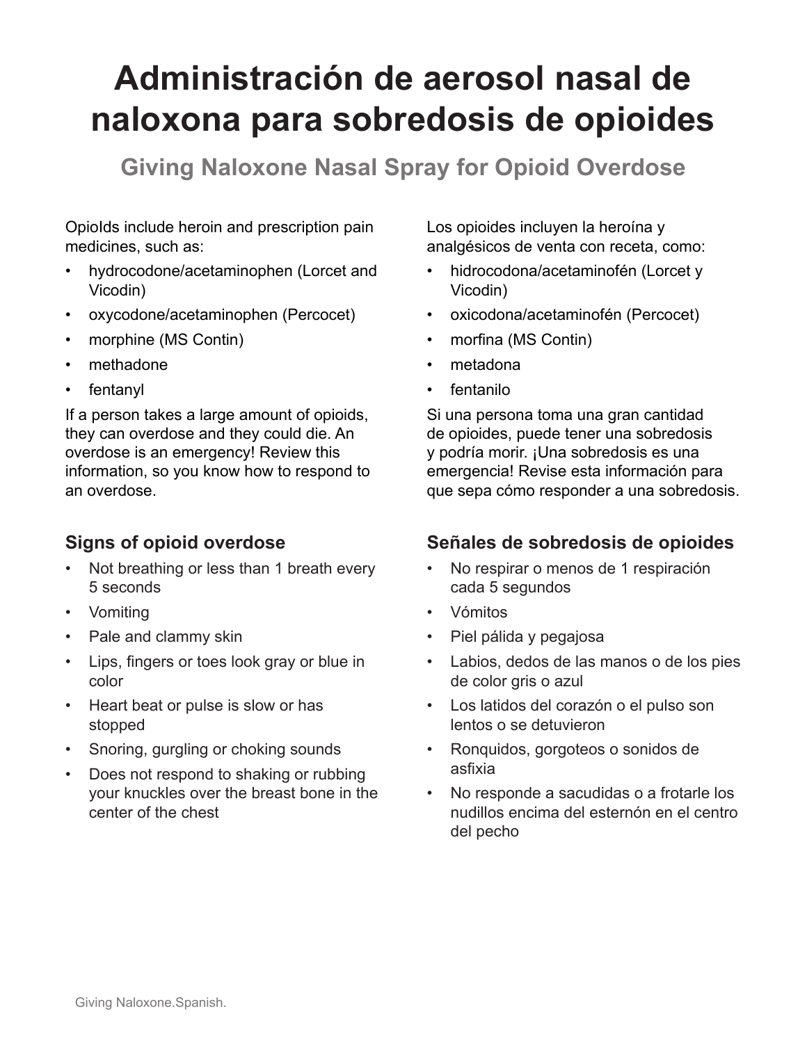# Administración de aerosol nasal de naloxona para sobredosis de opioides

## Giving Naloxone Nasal Spray for Opioid Overdose

OpioIds include heroin and prescription pain medicines, such as:

- hydrocodone/acetaminophen (Lorcet and Vicodin)
- oxycodone/acetaminophen (Percocet)
- morphine (MS Contin)
- methadone
- fentanyl

If a person takes a large amount of opioids, they can overdose and they could die. An overdose is an emergency! Review this information, so you know how to respond to an overdose.

### Signs of opioid overdose

- Not breathing or less than 1 breath every 5 seconds
- Vomiting
- Pale and clammy skin
- Lips, fingers or toes look gray or blue in color
- Heart beat or pulse is slow or has stopped
- Snoring, gurgling or choking sounds
- Does not respond to shaking or rubbing your knuckles over the breast bone in the center of the chest

Los opioides incluyen la heroína y analgésicos de venta con receta, como:

- hidrocodona/acetaminofén (Lorcet y Vicodin)
- oxicodona/acetaminofén (Percocet)
- morfina (MS Contin)
- metadona
- fentanilo

Si una persona toma una gran cantidad de opioides, puede tener una sobredosis y podría morir. ¡Una sobredosis es una emergencia! Revise esta información para que sepa cómo responder a una sobredosis.

### Señales de sobredosis de opioides

- No respirar o menos de 1 respiración cada 5 segundos
- Vómitos
- Piel pálida y pegajosa
- Labios, dedos de las manos o de los pies de color gris o azul
- Los latidos del corazón o el pulso son lentos o se detuvieron
- Ronquidos, gorgoteos o sonidos de asfixia
- No responde a sacudidas o a frotarle los nudillos encima del esternón en el centro del pecho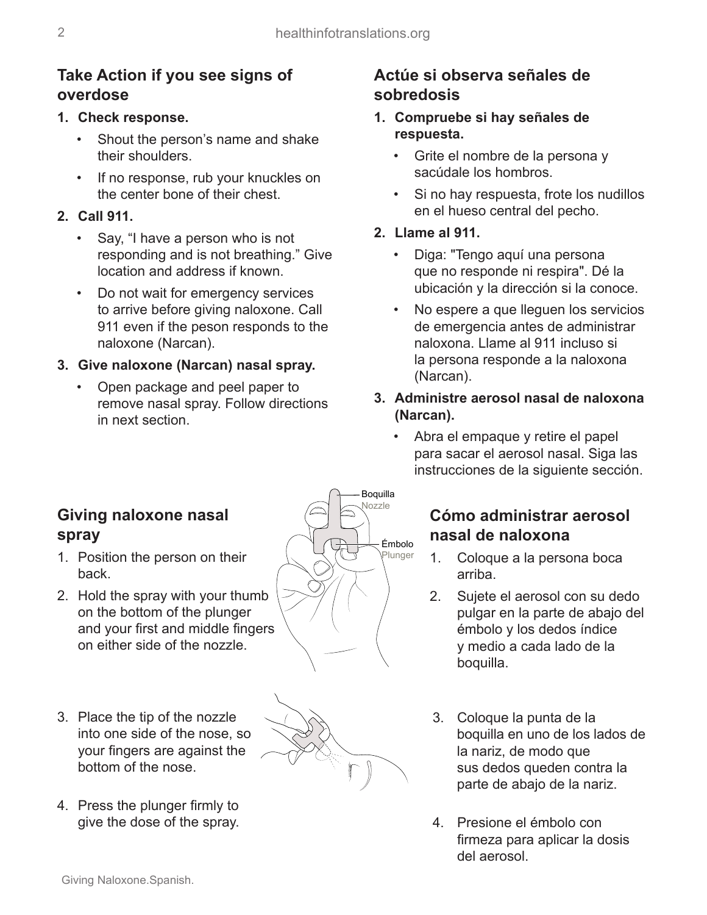## Take Action if you see signs of overdose

1. **Check response.**
   - Shout the person's name and shake their shoulders.
   - If no response, rub your knuckles on the center bone of their chest.
2. **Call 911.**
   - Say, "I have a person who is not responding and is not breathing." Give location and address if known.
   - Do not wait for emergency services to arrive before giving naloxone. Call 911 even if the peson responds to the naloxone (Narcan).
3. **Give naloxone (Narcan) nasal spray.**
   - Open package and peel paper to remove nasal spray. Follow directions in next section.

## Actúe si observa señales de sobredosis

1. **Compruebe si hay señales de respuesta.**
   - Grite el nombre de la persona y sacúdale los hombros.
   - Si no hay respuesta, frote los nudillos en el hueso central del pecho.
2. **Llame al 911.**
   - Diga: "Tengo aquí una persona que no responde ni respira". Dé la ubicación y la dirección si la conoce.
   - No espere a que lleguen los servicios de emergencia antes de administrar naloxona. Llame al 911 incluso si la persona responde a la naloxona (Narcan).
3. **Administre aerosol nasal de naloxona (Narcan).**
   - Abra el empaque y retire el papel para sacar el aerosol nasal. Siga las instrucciones de la siguiente sección.

## Giving naloxone nasal spray

Boquilla / Nozzle

Émbolo / Plunger

1. Position the person on their back.
2. Hold the spray with your thumb on the bottom of the plunger and your first and middle fingers on either side of the nozzle.
3. Place the tip of the nozzle into one side of the nose, so your fingers are against the bottom of the nose.
4. Press the plunger firmly to give the dose of the spray.

## Cómo administrar aerosol nasal de naloxona

1. Coloque a la persona boca arriba.
2. Sujete el aerosol con su dedo pulgar en la parte de abajo del émbolo y los dedos índice y medio a cada lado de la boquilla.
3. Coloque la punta de la boquilla en uno de los lados de la nariz, de modo que sus dedos queden contra la parte de abajo de la nariz.
4. Presione el émbolo con firmeza para aplicar la dosis del aerosol.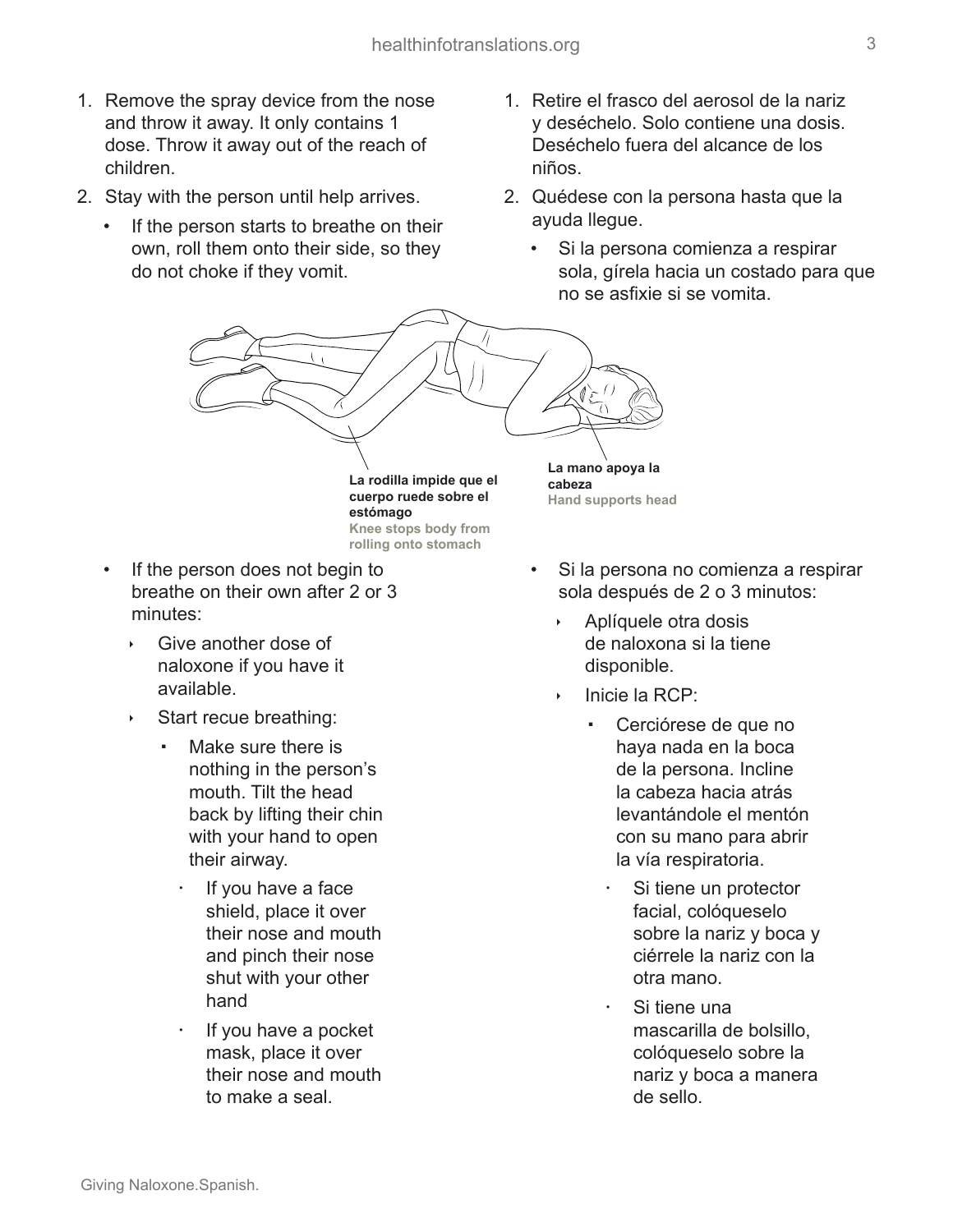1. Remove the spray device from the nose and throw it away. It only contains 1 dose. Throw it away out of the reach of children.
2. Stay with the person until help arrives.
   - If the person starts to breathe on their own, roll them onto their side, so they do not choke if they vomit.

1. Retire el frasco del aerosol de la nariz y deséchelo. Solo contiene una dosis. Deséchelo fuera del alcance de los niños.
2. Quédese con la persona hasta que la ayuda llegue.
   - Si la persona comienza a respirar sola, gírela hacia un costado para que no se asfixie si se vomita.

**La rodilla impide que el cuerpo ruede sobre el estómago**
**Knee stops body from rolling onto stomach**

**La mano apoya la cabeza**
**Hand supports head**

- If the person does not begin to breathe on their own after 2 or 3 minutes:
  - Give another dose of naloxone if you have it available.
  - Start recue breathing:
    - Make sure there is nothing in the person's mouth. Tilt the head back by lifting their chin with your hand to open their airway.
      - If you have a face shield, place it over their nose and mouth and pinch their nose shut with your other hand
      - If you have a pocket mask, place it over their nose and mouth to make a seal.

- Si la persona no comienza a respirar sola después de 2 o 3 minutos:
  - Aplíquele otra dosis de naloxona si la tiene disponible.
  - Inicie la RCP:
    - Cerciórese de que no haya nada en la boca de la persona. Incline la cabeza hacia atrás levantándole el mentón con su mano para abrir la vía respiratoria.
      - Si tiene un protector facial, colóqueselo sobre la nariz y boca y ciérrele la nariz con la otra mano.
      - Si tiene una mascarilla de bolsillo, colóqueselo sobre la nariz y boca a manera de sello.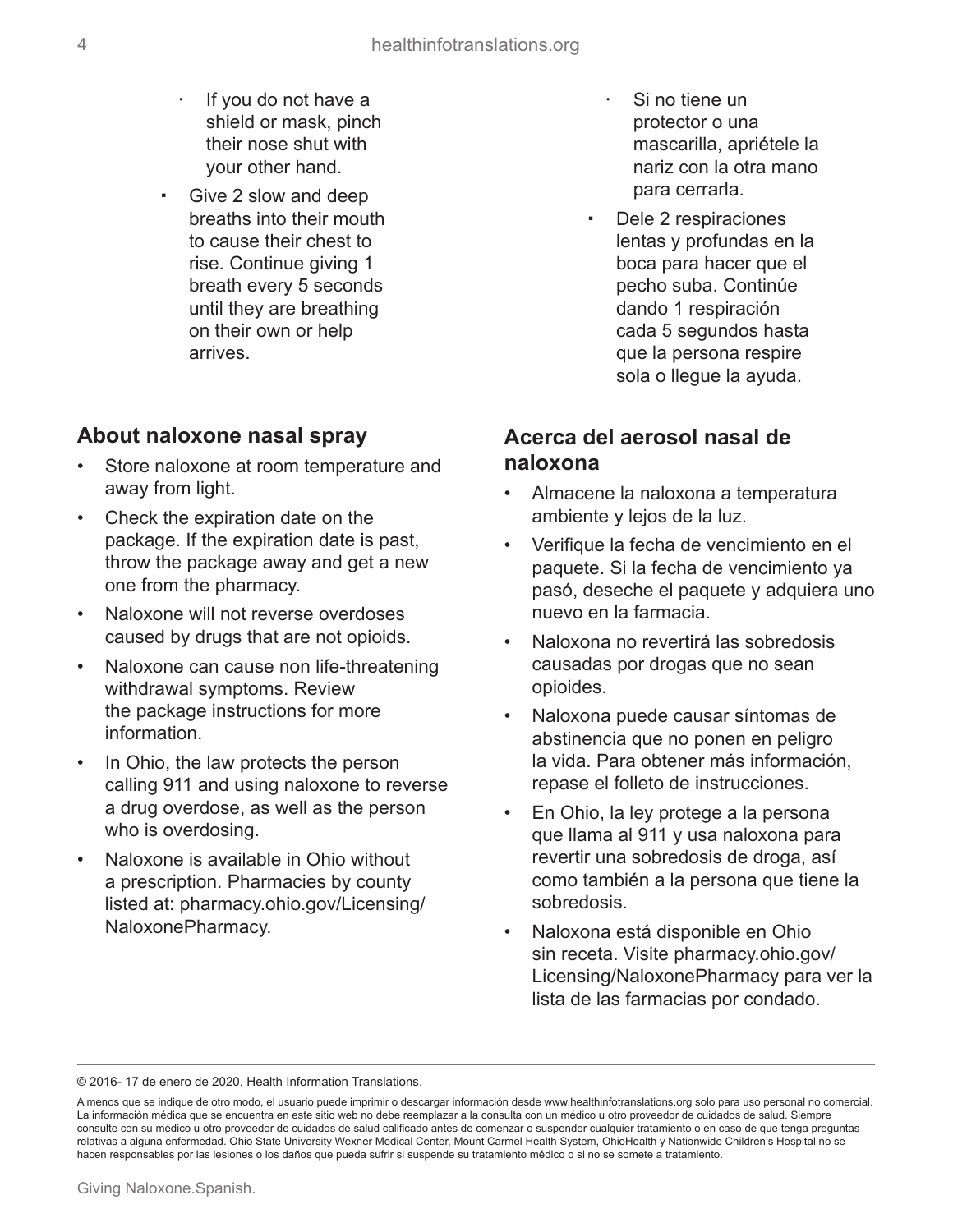- If you do not have a shield or mask, pinch their nose shut with your other hand.
- Give 2 slow and deep breaths into their mouth to cause their chest to rise. Continue giving 1 breath every 5 seconds until they are breathing on their own or help arrives.

## About naloxone nasal spray

- Store naloxone at room temperature and away from light.
- Check the expiration date on the package. If the expiration date is past, throw the package away and get a new one from the pharmacy.
- Naloxone will not reverse overdoses caused by drugs that are not opioids.
- Naloxone can cause non life-threatening withdrawal symptoms. Review the package instructions for more information.
- In Ohio, the law protects the person calling 911 and using naloxone to reverse a drug overdose, as well as the person who is overdosing.
- Naloxone is available in Ohio without a prescription. Pharmacies by county listed at: pharmacy.ohio.gov/Licensing/NaloxonePharmacy.

- Si no tiene un protector o una mascarilla, apriétele la nariz con la otra mano para cerrarla.
- Dele 2 respiraciones lentas y profundas en la boca para hacer que el pecho suba. Continúe dando 1 respiración cada 5 segundos hasta que la persona respire sola o llegue la ayuda.

## Acerca del aerosol nasal de naloxona

- Almacene la naloxona a temperatura ambiente y lejos de la luz.
- Verifique la fecha de vencimiento en el paquete. Si la fecha de vencimiento ya pasó, deseche el paquete y adquiera uno nuevo en la farmacia.
- Naloxona no revertirá las sobredosis causadas por drogas que no sean opioides.
- Naloxona puede causar síntomas de abstinencia que no ponen en peligro la vida. Para obtener más información, repase el folleto de instrucciones.
- En Ohio, la ley protege a la persona que llama al 911 y usa naloxona para revertir una sobredosis de droga, así como también a la persona que tiene la sobredosis.
- Naloxona está disponible en Ohio sin receta. Visite pharmacy.ohio.gov/Licensing/NaloxonePharmacy para ver la lista de las farmacias por condado.

---

© 2016- 17 de enero de 2020, Health Information Translations.

A menos que se indique de otro modo, el usuario puede imprimir o descargar información desde www.healthinfotranslations.org solo para uso personal no comercial. La información médica que se encuentra en este sitio web no debe reemplazar a la consulta con un médico u otro proveedor de cuidados de salud. Siempre consulte con su médico u otro proveedor de cuidados de salud calificado antes de comenzar o suspender cualquier tratamiento o en caso de que tenga preguntas relativas a alguna enfermedad. Ohio State University Wexner Medical Center, Mount Carmel Health System, OhioHealth y Nationwide Children's Hospital no se hacen responsables por las lesiones o los daños que pueda sufrir si suspende su tratamiento médico o si no se somete a tratamiento.

Giving Naloxone.Spanish.